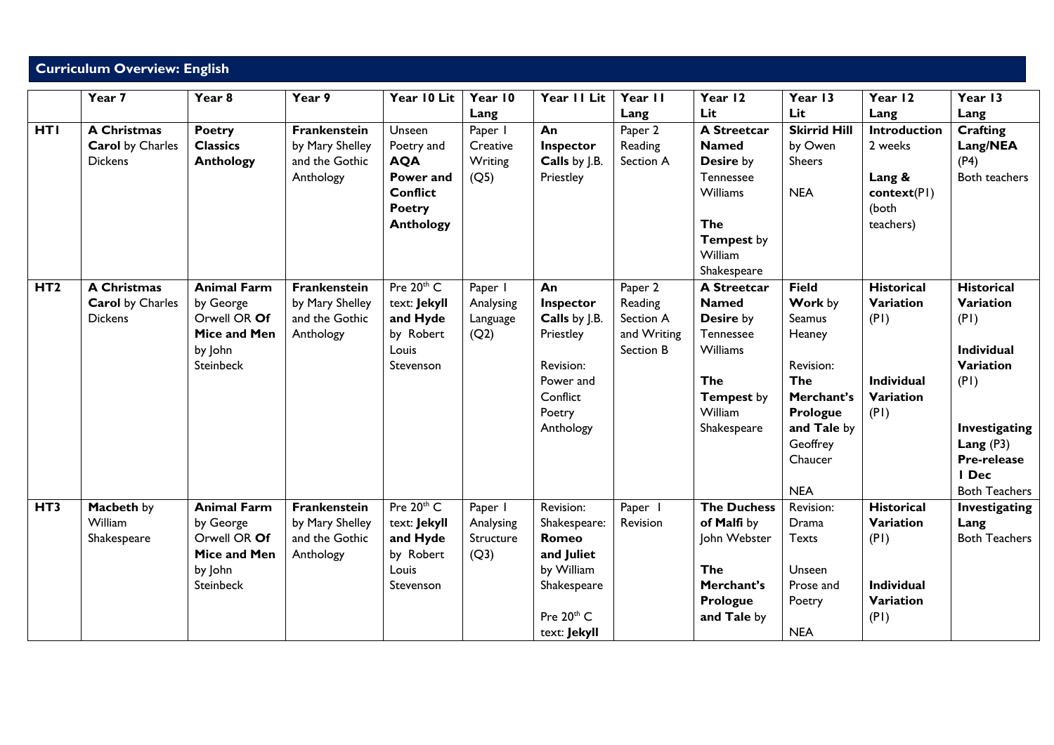## Curriculum Overview: English

| | Year 7 | Year 8 | Year 9 | Year 10 Lit | Year 10 Lang | Year 11 Lit | Year 11 Lang | Year 12 Lit | Year 13 Lit | Year 12 Lang | Year 13 Lang |
|---|---|---|---|---|---|---|---|---|---|---|---|
| **HT1** | **A Christmas Carol** by Charles Dickens | **Poetry Classics Anthology** | **Frankenstein** by Mary Shelley and the Gothic Anthology | Unseen Poetry and **AQA Power and Conflict Poetry Anthology** | Paper 1 Creative Writing (Q5) | **An Inspector Calls** by J.B. Priestley | Paper 2 Reading Section A | **A Streetcar Named Desire** by Tennessee Williams<br><br>**The Tempest** by William Shakespeare | **Skirrid Hill** by Owen Sheers<br><br>NEA | **Introduction** 2 weeks<br><br>**Lang & context**(P1) (both teachers) | **Crafting Lang/NEA** (P4) Both teachers |
| **HT2** | **A Christmas Carol** by Charles Dickens | **Animal Farm** by George Orwell OR **Of Mice and Men** by John Steinbeck | **Frankenstein** by Mary Shelley and the Gothic Anthology | Pre 20th C text: **Jekyll and Hyde** by Robert Louis Stevenson | Paper 1 Analysing Language (Q2) | **An Inspector Calls** by J.B. Priestley<br><br>Revision: Power and Conflict Poetry Anthology | Paper 2 Reading Section A and Writing Section B | **A Streetcar Named Desire** by Tennessee Williams<br><br>**The Tempest** by William Shakespeare | **Field Work** by Seamus Heaney<br><br>Revision: **The Merchant's Prologue and Tale** by Geoffrey Chaucer<br><br>NEA | **Historical Variation** (P1)<br><br>**Individual Variation** (P1) | **Historical Variation** (P1)<br><br>**Individual Variation** (P1)<br><br>**Investigating Lang** (P3) **Pre-release 1 Dec** Both Teachers |
| **HT3** | **Macbeth** by William Shakespeare | **Animal Farm** by George Orwell OR **Of Mice and Men** by John Steinbeck | **Frankenstein** by Mary Shelley and the Gothic Anthology | Pre 20th C text: **Jekyll and Hyde** by Robert Louis Stevenson | Paper 1 Analysing Structure (Q3) | Revision: Shakespeare: **Romeo and Juliet** by William Shakespeare<br><br>Pre 20th C text: **Jekyll** | Paper 1 Revision | **The Duchess of Malfi** by John Webster<br><br>**The Merchant's Prologue and Tale** by | Revision: Drama Texts<br><br>Unseen Prose and Poetry<br><br>NEA | **Historical Variation** (P1)<br><br>**Individual Variation** (P1) | **Investigating Lang** Both Teachers |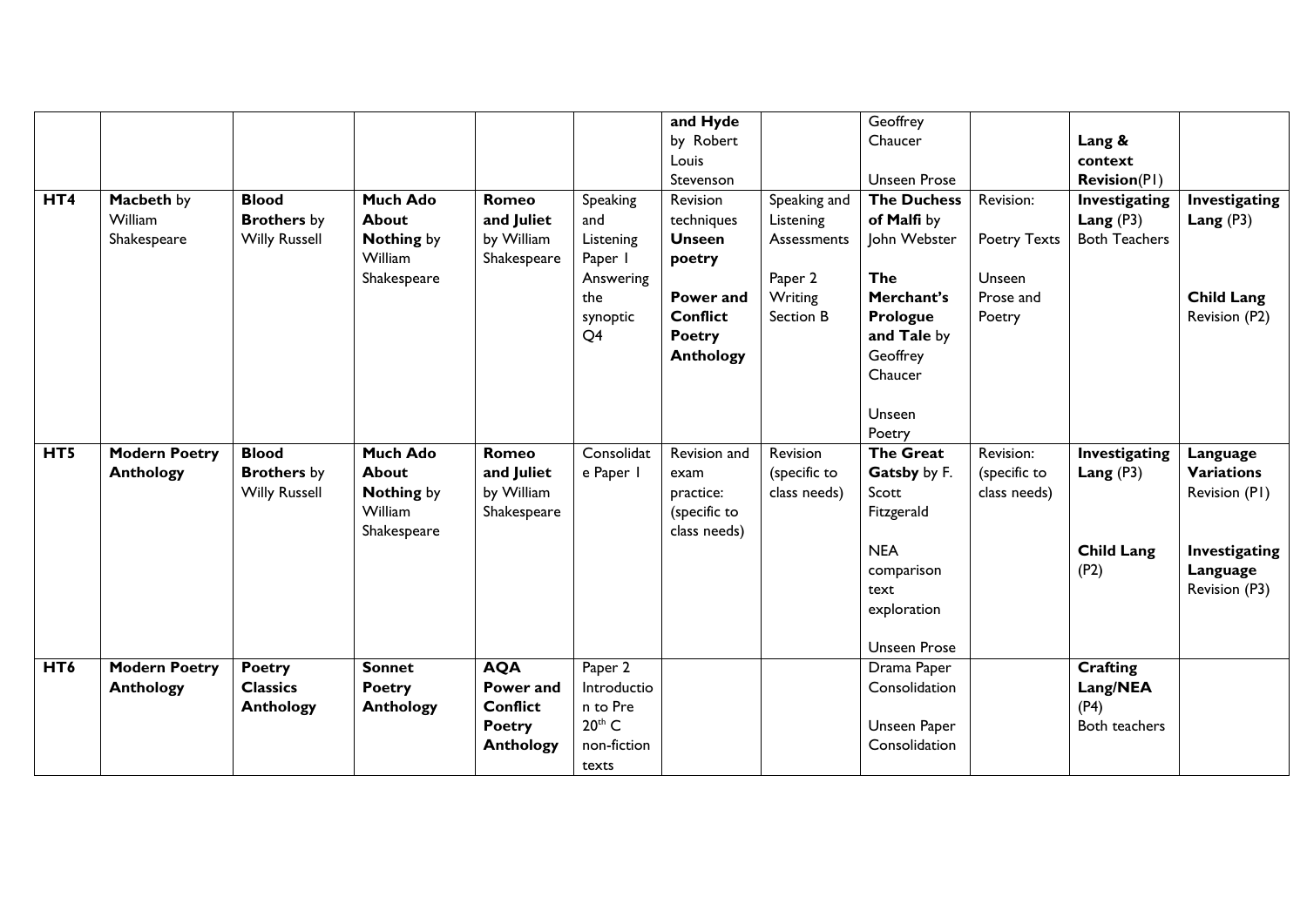| | | | | | | | | | | | |
|---|---|---|---|---|---|---|---|---|---|---|---|
| | | | | | | **and Hyde** by Robert Louis Stevenson | | Geoffrey Chaucer<br><br>Unseen Prose | | **Lang & context Revision**(P1) | |
| **HT4** | **Macbeth** by William Shakespeare | **Blood Brothers** by Willy Russell | **Much Ado About Nothing** by William Shakespeare | **Romeo and Juliet** by William Shakespeare | Speaking and Listening Paper 1 Answering the synoptic Q4 | Revision techniques **Unseen poetry**<br><br>**Power and Conflict Poetry Anthology** | Speaking and Listening Assessments<br><br>Paper 2 Writing Section B | **The Duchess of Malfi** by John Webster<br><br>**The Merchant's Prologue and Tale** by Geoffrey Chaucer<br><br>Unseen Poetry | Revision:<br><br>Poetry Texts<br><br>Unseen Prose and Poetry | **Investigating Lang** (P3) Both Teachers | **Investigating Lang** (P3)<br><br>**Child Lang** Revision (P2) |
| **HT5** | **Modern Poetry Anthology** | **Blood Brothers** by Willy Russell | **Much Ado About Nothing** by William Shakespeare | **Romeo and Juliet** by William Shakespeare | Consolidate Paper 1 | Revision and exam practice: (specific to class needs) | Revision (specific to class needs) | **The Great Gatsby** by F. Scott Fitzgerald<br><br>NEA comparison text exploration<br><br>Unseen Prose | Revision: (specific to class needs) | **Investigating Lang** (P3)<br><br>**Child Lang** (P2) | **Language Variations** Revision (P1)<br><br>**Investigating Language** Revision (P3) |
| **HT6** | **Modern Poetry Anthology** | **Poetry Classics Anthology** | **Sonnet Poetry Anthology** | **AQA Power and Conflict Poetry Anthology** | Paper 2 Introduction to Pre $20^{th}$ C non-fiction texts | | | Drama Paper Consolidation<br><br>Unseen Paper Consolidation | | **Crafting Lang/NEA** (P4) Both teachers | |